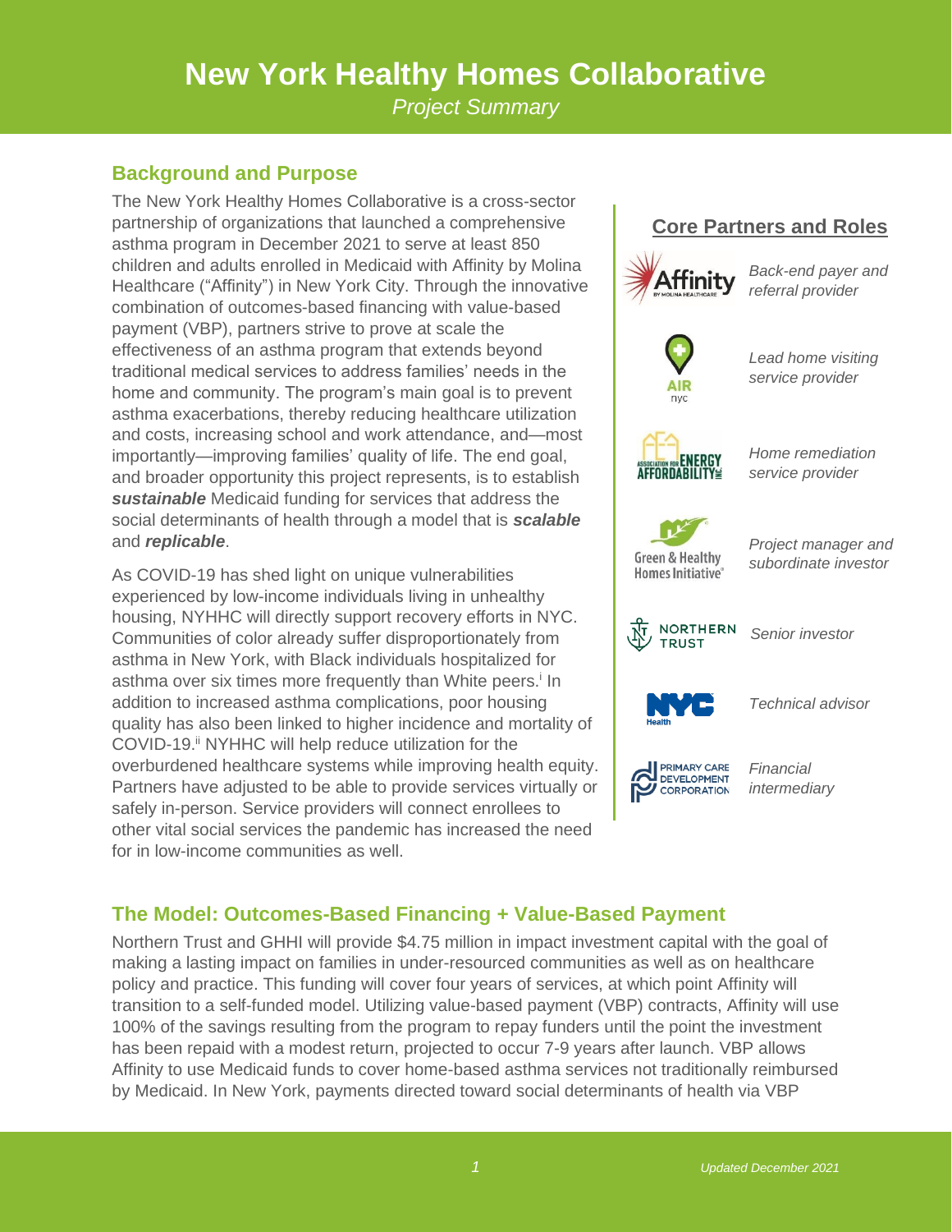# New York Healthy Homes Collaborative

*Project Summary*

## Background and Purpose

The New York Healthy Homes Collaborative is a cross-sector partnership of organizations that launched a comprehensive asthma program in December 2021 to serve at least 850 children and adults enrolled in Medicaid with Affinity by Molina Healthcare ("Affinity") in New York City. Through the innovative combination of outcomes-based financing with value-based payment (VBP), partners strive to prove at scale the effectiveness of an asthma program that extends beyond traditional medical services to address families' needs in the home and community. The program's main goal is to prevent asthma exacerbations, thereby reducing healthcare utilization and costs, increasing school and work attendance, and—most importantly—improving families' quality of life. The end goal, and broader opportunity this project represents, is to establish ***sustainable*** Medicaid funding for services that address the social determinants of health through a model that is ***scalable*** and ***replicable***.

As COVID-19 has shed light on unique vulnerabilities experienced by low-income individuals living in unhealthy housing, NYHHC will directly support recovery efforts in NYC. Communities of color already suffer disproportionately from asthma in New York, with Black individuals hospitalized for asthma over six times more frequently than White peers.[i] In addition to increased asthma complications, poor housing quality has also been linked to higher incidence and mortality of COVID-19.[ii] NYHHC will help reduce utilization for the overburdened healthcare systems while improving health equity. Partners have adjusted to be able to provide services virtually or safely in-person. Service providers will connect enrollees to other vital social services the pandemic has increased the need for in low-income communities as well.

## Core Partners and Roles

| Partner | Role |
| --- | --- |
| Affinity by Molina Healthcare | *Back-end payer and referral provider* |
| AIR nyc | *Lead home visiting service provider* |
| Association for Energy Affordability Inc. | *Home remediation service provider* |
| Green & Healthy Homes Initiative | *Project manager and subordinate investor* |
| Northern Trust | *Senior investor* |
| NYC Health | *Technical advisor* |
| Primary Care Development Corporation | *Financial intermediary* |

## The Model: Outcomes-Based Financing + Value-Based Payment

Northern Trust and GHHI will provide $4.75 million in impact investment capital with the goal of making a lasting impact on families in under-resourced communities as well as on healthcare policy and practice. This funding will cover four years of services, at which point Affinity will transition to a self-funded model. Utilizing value-based payment (VBP) contracts, Affinity will use 100% of the savings resulting from the program to repay funders until the point the investment has been repaid with a modest return, projected to occur 7-9 years after launch. VBP allows Affinity to use Medicaid funds to cover home-based asthma services not traditionally reimbursed by Medicaid. In New York, payments directed toward social determinants of health via VBP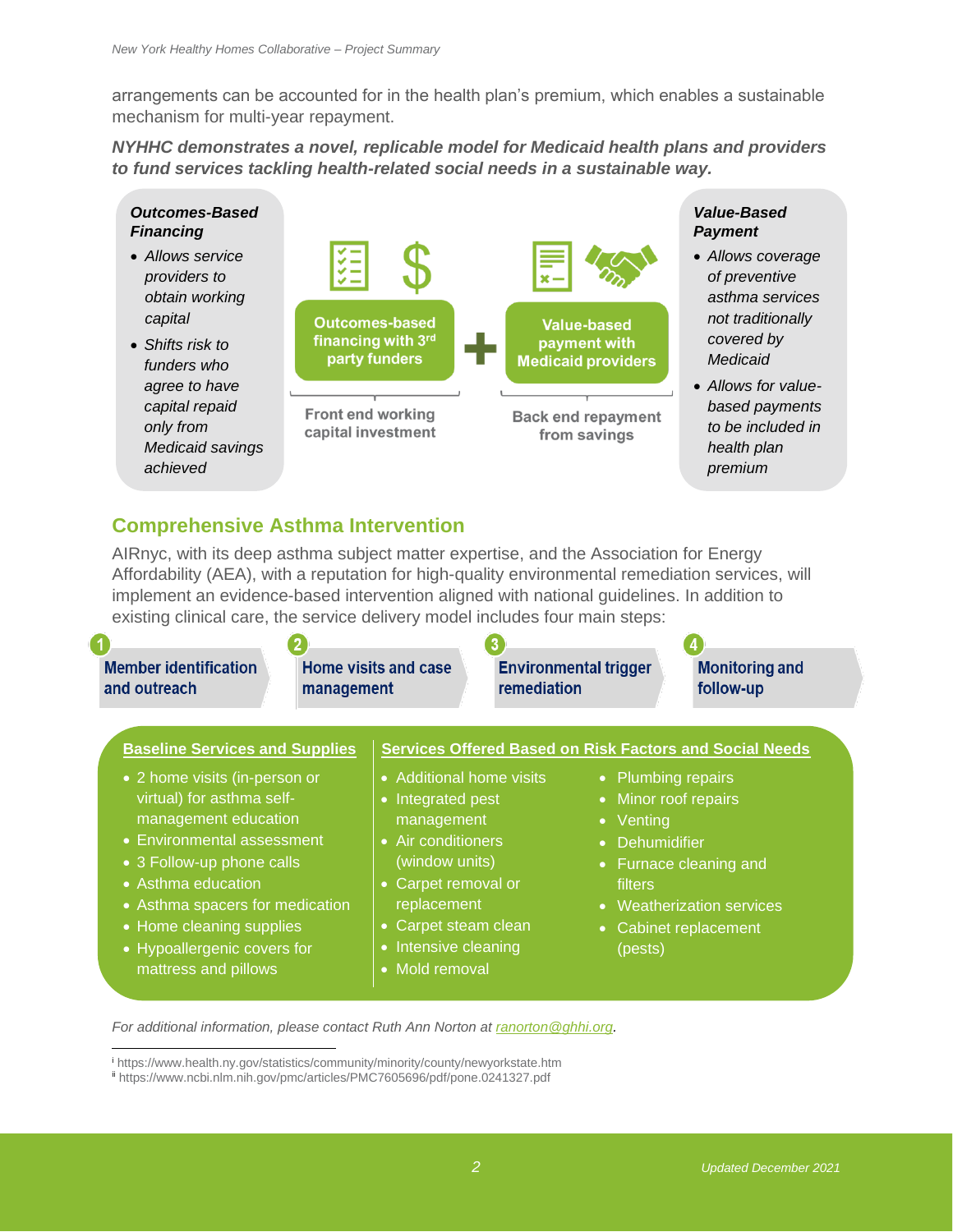arrangements can be accounted for in the health plan's premium, which enables a sustainable mechanism for multi-year repayment.

***NYHHC demonstrates a novel, replicable model for Medicaid health plans and providers to fund services tackling health-related social needs in a sustainable way.***

***Outcomes-Based Financing***

- *Allows service providers to obtain working capital*
- *Shifts risk to funders who agree to have capital repaid only from Medicaid savings achieved*

**Outcomes-based financing with 3rd party funders** + **Value-based payment with Medicaid providers**

Front end working capital investment

Back end repayment from savings

***Value-Based Payment***

- *Allows coverage of preventive asthma services not traditionally covered by Medicaid*
- *Allows for value-based payments to be included in health plan premium*

## Comprehensive Asthma Intervention

AIRnyc, with its deep asthma subject matter expertise, and the Association for Energy Affordability (AEA), with a reputation for high-quality environmental remediation services, will implement an evidence-based intervention aligned with national guidelines. In addition to existing clinical care, the service delivery model includes four main steps:

1. **Member identification and outreach**
2. **Home visits and case management**
3. **Environmental trigger remediation**
4. **Monitoring and follow-up**

**Baseline Services and Supplies**

- 2 home visits (in-person or virtual) for asthma self-management education
- Environmental assessment
- 3 Follow-up phone calls
- Asthma education
- Asthma spacers for medication
- Home cleaning supplies
- Hypoallergenic covers for mattress and pillows

**Services Offered Based on Risk Factors and Social Needs**

- Additional home visits
- Integrated pest management
- Air conditioners (window units)
- Carpet removal or replacement
- Carpet steam clean
- Intensive cleaning
- Mold removal
- Plumbing repairs
- Minor roof repairs
- Venting
- Dehumidifier
- Furnace cleaning and filters
- Weatherization services
- Cabinet replacement (pests)

*For additional information, please contact Ruth Ann Norton at ranorton@ghhi.org.*

---

[i] https://www.health.ny.gov/statistics/community/minority/county/newyorkstate.htm

[ii] https://www.ncbi.nlm.nih.gov/pmc/articles/PMC7605696/pdf/pone.0241327.pdf

*Updated December 2021*